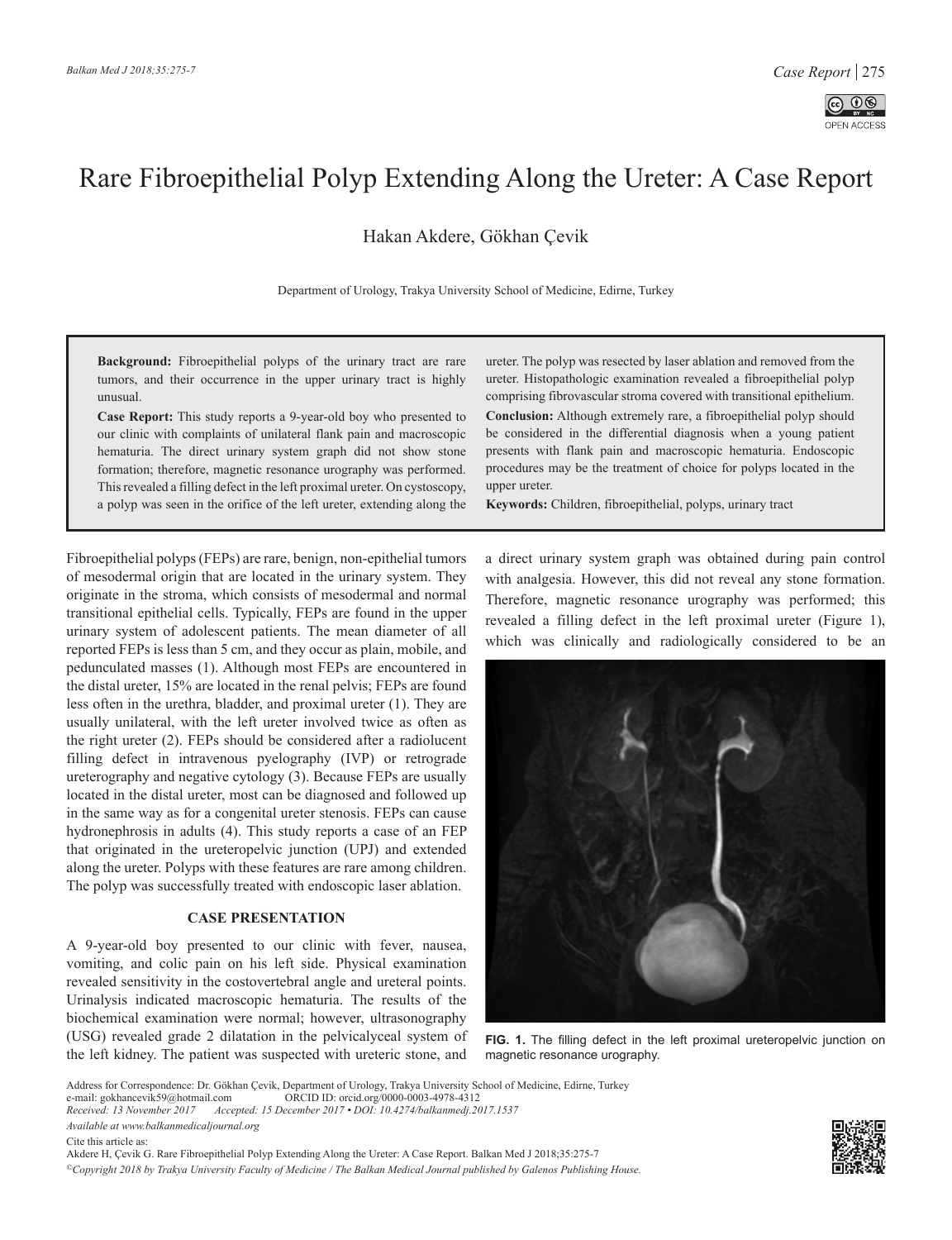# Rare Fibroepithelial Polyp Extending Along the Ureter: A Case Report

Hakan Akdere, Gökhan Çevik

Department of Urology, Trakya University School of Medicine, Edirne, Turkey

**Background:** Fibroepithelial polyps of the urinary tract are rare tumors, and their occurrence in the upper urinary tract is highly unusual.

**Case Report:** This study reports a 9-year-old boy who presented to our clinic with complaints of unilateral flank pain and macroscopic hematuria. The direct urinary system graph did not show stone formation; therefore, magnetic resonance urography was performed. This revealed a filling defect in the left proximal ureter. On cystoscopy, a polyp was seen in the orifice of the left ureter, extending along the ureter. The polyp was resected by laser ablation and removed from the ureter. Histopathologic examination revealed a fibroepithelial polyp comprising fibrovascular stroma covered with transitional epithelium.

**Conclusion:** Although extremely rare, a fibroepithelial polyp should be considered in the differential diagnosis when a young patient presents with flank pain and macroscopic hematuria. Endoscopic procedures may be the treatment of choice for polyps located in the upper ureter.

**Keywords:** Children, fibroepithelial, polyps, urinary tract

Fibroepithelial polyps (FEPs) are rare, benign, non-epithelial tumors of mesodermal origin that are located in the urinary system. They originate in the stroma, which consists of mesodermal and normal transitional epithelial cells. Typically, FEPs are found in the upper urinary system of adolescent patients. The mean diameter of all reported FEPs is less than 5 cm, and they occur as plain, mobile, and pedunculated masses (1). Although most FEPs are encountered in the distal ureter, 15% are located in the renal pelvis; FEPs are found less often in the urethra, bladder, and proximal ureter (1). They are usually unilateral, with the left ureter involved twice as often as the right ureter (2). FEPs should be considered after a radiolucent filling defect in intravenous pyelography (IVP) or retrograde ureterography and negative cytology (3). Because FEPs are usually located in the distal ureter, most can be diagnosed and followed up in the same way as for a congenital ureter stenosis. FEPs can cause hydronephrosis in adults (4). This study reports a case of an FEP that originated in the ureteropelvic junction (UPJ) and extended along the ureter. Polyps with these features are rare among children. The polyp was successfully treated with endoscopic laser ablation.

## CASE PRESENTATION

A 9-year-old boy presented to our clinic with fever, nausea, vomiting, and colic pain on his left side. Physical examination revealed sensitivity in the costovertebral angle and ureteral points. Urinalysis indicated macroscopic hematuria. The results of the biochemical examination were normal; however, ultrasonography (USG) revealed grade 2 dilatation in the pelvicalyceal system of the left kidney. The patient was suspected with ureteric stone, and a direct urinary system graph was obtained during pain control with analgesia. However, this did not reveal any stone formation. Therefore, magnetic resonance urography was performed; this revealed a filling defect in the left proximal ureter (Figure 1), which was clinically and radiologically considered to be an

**FIG. 1.** The filling defect in the left proximal ureteropelvic junction on magnetic resonance urography.

Address for Correspondence: Dr. Gökhan Çevik, Department of Urology, Trakya University School of Medicine, Edirne, Turkey
e-mail: gokhancevik59@hotmail.com ORCID ID: orcid.org/0000-0003-4978-4312
*Received: 13 November 2017 Accepted: 15 December 2017 • DOI: 10.4274/balkanmedj.2017.1537*
*Available at www.balkanmedicaljournal.org*

Cite this article as:
Akdere H, Çevik G. Rare Fibroepithelial Polyp Extending Along the Ureter: A Case Report. Balkan Med J 2018;35:275-7
*©Copyright 2018 by Trakya University Faculty of Medicine / The Balkan Medical Journal published by Galenos Publishing House.*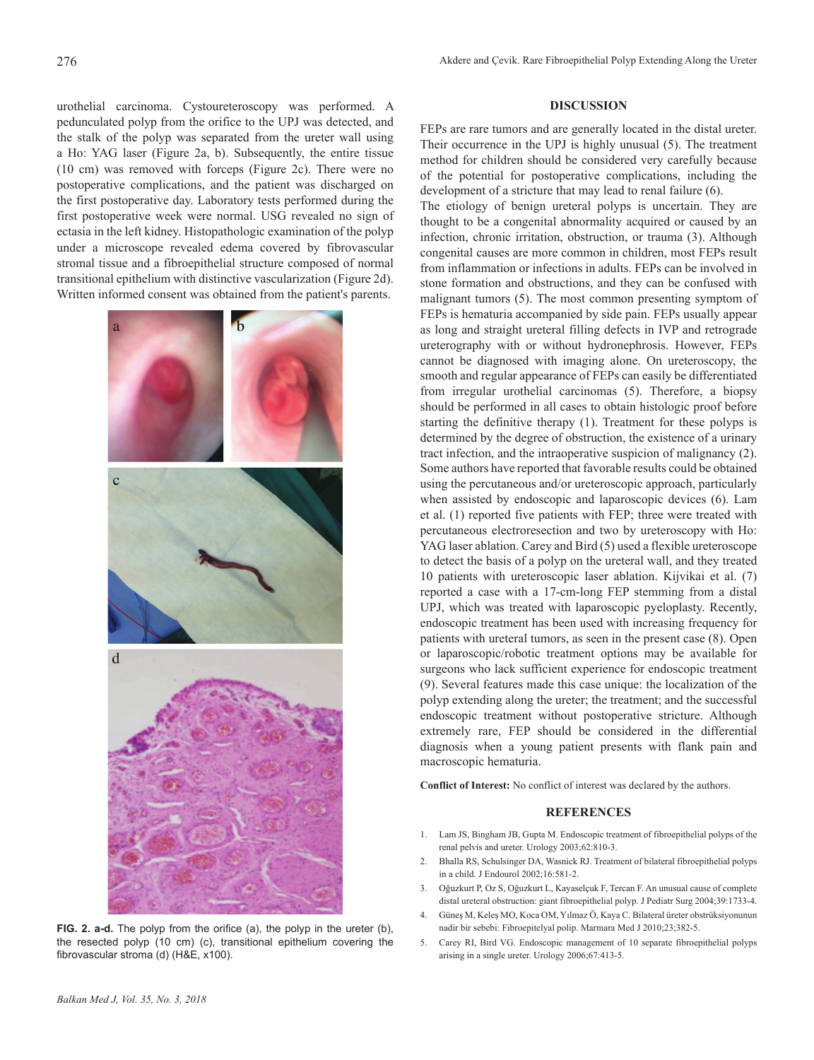urothelial carcinoma. Cystoureteroscopy was performed. A pedunculated polyp from the orifice to the UPJ was detected, and the stalk of the polyp was separated from the ureter wall using a Ho: YAG laser (Figure 2a, b). Subsequently, the entire tissue (10 cm) was removed with forceps (Figure 2c). There were no postoperative complications, and the patient was discharged on the first postoperative day. Laboratory tests performed during the first postoperative week were normal. USG revealed no sign of ectasia in the left kidney. Histopathologic examination of the polyp under a microscope revealed edema covered by fibrovascular stromal tissue and a fibroepithelial structure composed of normal transitional epithelium with distinctive vascularization (Figure 2d). Written informed consent was obtained from the patient's parents.

**FIG. 2. a-d.** The polyp from the orifice (a), the polyp in the ureter (b), the resected polyp (10 cm) (c), transitional epithelium covering the fibrovascular stroma (d) (H&E, x100).

## DISCUSSION

FEPs are rare tumors and are generally located in the distal ureter. Their occurrence in the UPJ is highly unusual (5). The treatment method for children should be considered very carefully because of the potential for postoperative complications, including the development of a stricture that may lead to renal failure (6).

The etiology of benign ureteral polyps is uncertain. They are thought to be a congenital abnormality acquired or caused by an infection, chronic irritation, obstruction, or trauma (3). Although congenital causes are more common in children, most FEPs result from inflammation or infections in adults. FEPs can be involved in stone formation and obstructions, and they can be confused with malignant tumors (5). The most common presenting symptom of FEPs is hematuria accompanied by side pain. FEPs usually appear as long and straight ureteral filling defects in IVP and retrograde ureterography with or without hydronephrosis. However, FEPs cannot be diagnosed with imaging alone. On ureteroscopy, the smooth and regular appearance of FEPs can easily be differentiated from irregular urothelial carcinomas (5). Therefore, a biopsy should be performed in all cases to obtain histologic proof before starting the definitive therapy (1). Treatment for these polyps is determined by the degree of obstruction, the existence of a urinary tract infection, and the intraoperative suspicion of malignancy (2). Some authors have reported that favorable results could be obtained using the percutaneous and/or ureteroscopic approach, particularly when assisted by endoscopic and laparoscopic devices (6). Lam et al. (1) reported five patients with FEP; three were treated with percutaneous electroresection and two by ureteroscopy with Ho: YAG laser ablation. Carey and Bird (5) used a flexible ureteroscope to detect the basis of a polyp on the ureteral wall, and they treated 10 patients with ureteroscopic laser ablation. Kijvikai et al. (7) reported a case with a 17-cm-long FEP stemming from a distal UPJ, which was treated with laparoscopic pyeloplasty. Recently, endoscopic treatment has been used with increasing frequency for patients with ureteral tumors, as seen in the present case (8). Open or laparoscopic/robotic treatment options may be available for surgeons who lack sufficient experience for endoscopic treatment (9). Several features made this case unique: the localization of the polyp extending along the ureter; the treatment; and the successful endoscopic treatment without postoperative stricture. Although extremely rare, FEP should be considered in the differential diagnosis when a young patient presents with flank pain and macroscopic hematuria.

**Conflict of Interest:** No conflict of interest was declared by the authors.

## REFERENCES

1. Lam JS, Bingham JB, Gupta M. Endoscopic treatment of fibroepithelial polyps of the renal pelvis and ureter. Urology 2003;62:810-3.
2. Bhalla RS, Schulsinger DA, Wasnick RJ. Treatment of bilateral fibroepithelial polyps in a child. J Endourol 2002;16:581-2.
3. Oğuzkurt P, Oz S, Oğuzkurt L, Kayaselçuk F, Tercan F. An unusual cause of complete distal ureteral obstruction: giant fibroepithelial polyp. J Pediatr Surg 2004;39:1733-4.
4. Güneş M, Keleş MO, Koca OM, Yılmaz Ö, Kaya C. Bilateral üreter obstrüksiyonunun nadir bir sebebi: Fibroepitelyal polip. Marmara Med J 2010;23;382-5.
5. Carey RI, Bird VG. Endoscopic management of 10 separate fibroepithelial polyps arising in a single ureter. Urology 2006;67:413-5.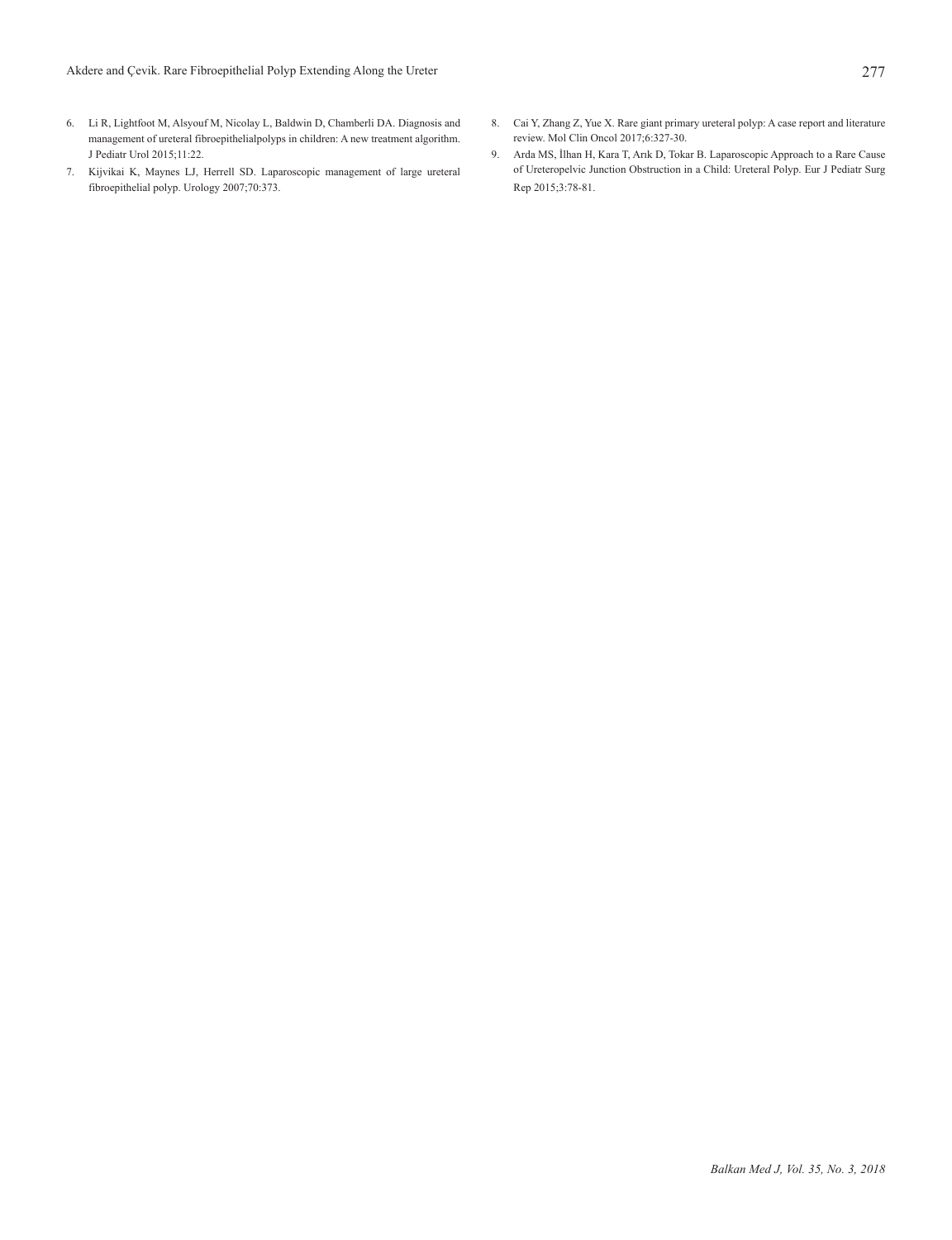6. Li R, Lightfoot M, Alsyouf M, Nicolay L, Baldwin D, Chamberli DA. Diagnosis and management of ureteral fibroepithelialpolyps in children: A new treatment algorithm. J Pediatr Urol 2015;11:22.
7. Kijvikai K, Maynes LJ, Herrell SD. Laparoscopic management of large ureteral fibroepithelial polyp. Urology 2007;70:373.
8. Cai Y, Zhang Z, Yue X. Rare giant primary ureteral polyp: A case report and literature review. Mol Clin Oncol 2017;6:327-30.
9. Arda MS, İlhan H, Kara T, Arık D, Tokar B. Laparoscopic Approach to a Rare Cause of Ureteropelvic Junction Obstruction in a Child: Ureteral Polyp. Eur J Pediatr Surg Rep 2015;3:78-81.